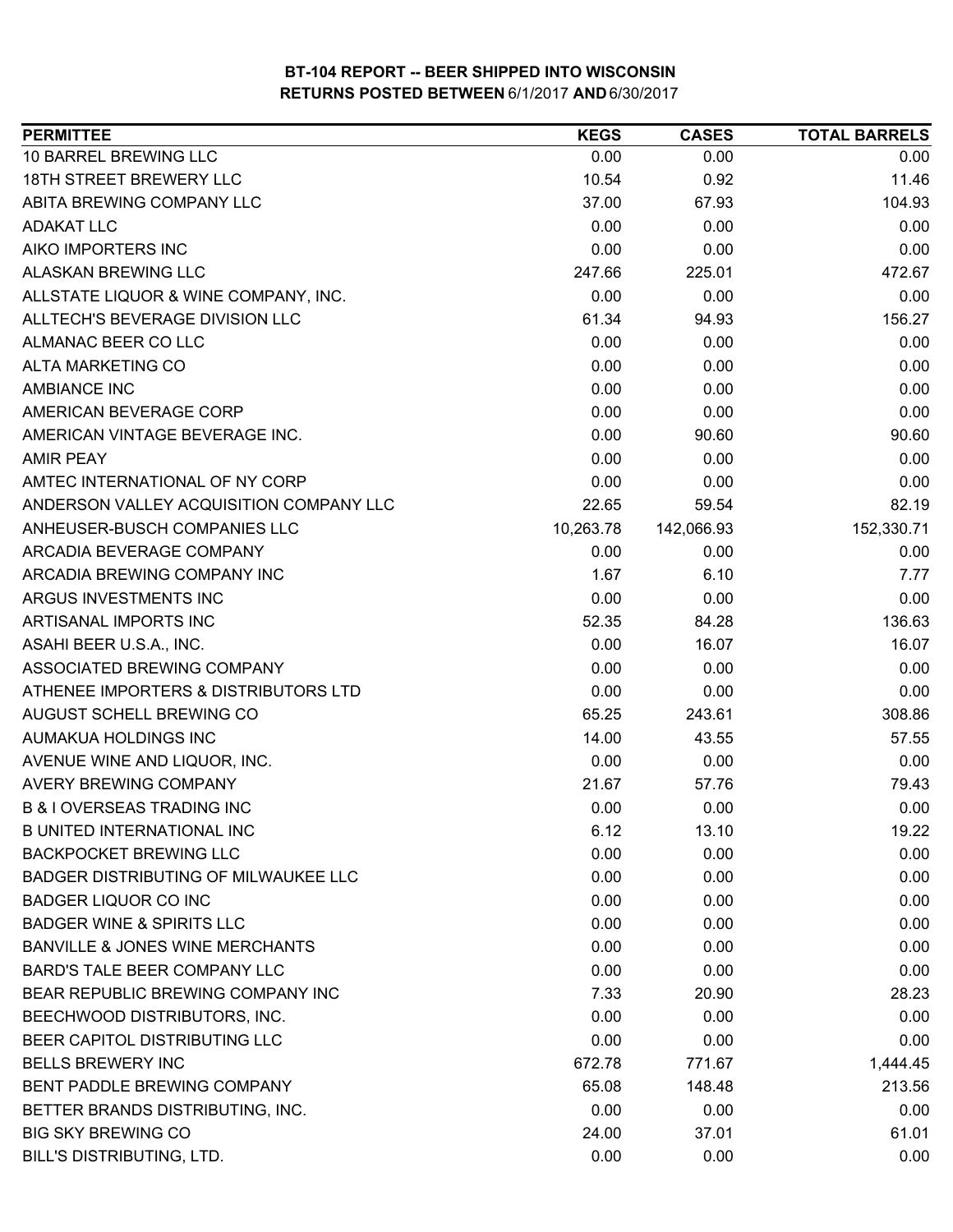# BT-104 REPORT -- BEER SHIPPED INTO WISCONSIN
## RETURNS POSTED BETWEEN 6/1/2017 AND 6/30/2017

| PERMITTEE | KEGS | CASES | TOTAL BARRELS |
|---|---|---|---|
| 10 BARREL BREWING LLC | 0.00 | 0.00 | 0.00 |
| 18TH STREET BREWERY LLC | 10.54 | 0.92 | 11.46 |
| ABITA BREWING COMPANY LLC | 37.00 | 67.93 | 104.93 |
| ADAKAT LLC | 0.00 | 0.00 | 0.00 |
| AIKO IMPORTERS INC | 0.00 | 0.00 | 0.00 |
| ALASKAN BREWING LLC | 247.66 | 225.01 | 472.67 |
| ALLSTATE LIQUOR & WINE COMPANY, INC. | 0.00 | 0.00 | 0.00 |
| ALLTECH'S BEVERAGE DIVISION LLC | 61.34 | 94.93 | 156.27 |
| ALMANAC BEER CO LLC | 0.00 | 0.00 | 0.00 |
| ALTA MARKETING CO | 0.00 | 0.00 | 0.00 |
| AMBIANCE INC | 0.00 | 0.00 | 0.00 |
| AMERICAN BEVERAGE CORP | 0.00 | 0.00 | 0.00 |
| AMERICAN VINTAGE BEVERAGE INC. | 0.00 | 90.60 | 90.60 |
| AMIR PEAY | 0.00 | 0.00 | 0.00 |
| AMTEC INTERNATIONAL OF NY CORP | 0.00 | 0.00 | 0.00 |
| ANDERSON VALLEY ACQUISITION COMPANY LLC | 22.65 | 59.54 | 82.19 |
| ANHEUSER-BUSCH COMPANIES LLC | 10,263.78 | 142,066.93 | 152,330.71 |
| ARCADIA BEVERAGE COMPANY | 0.00 | 0.00 | 0.00 |
| ARCADIA BREWING COMPANY INC | 1.67 | 6.10 | 7.77 |
| ARGUS INVESTMENTS INC | 0.00 | 0.00 | 0.00 |
| ARTISANAL IMPORTS INC | 52.35 | 84.28 | 136.63 |
| ASAHI BEER U.S.A., INC. | 0.00 | 16.07 | 16.07 |
| ASSOCIATED BREWING COMPANY | 0.00 | 0.00 | 0.00 |
| ATHENEE IMPORTERS & DISTRIBUTORS LTD | 0.00 | 0.00 | 0.00 |
| AUGUST SCHELL BREWING CO | 65.25 | 243.61 | 308.86 |
| AUMAKUA HOLDINGS INC | 14.00 | 43.55 | 57.55 |
| AVENUE WINE AND LIQUOR, INC. | 0.00 | 0.00 | 0.00 |
| AVERY BREWING COMPANY | 21.67 | 57.76 | 79.43 |
| B & I OVERSEAS TRADING INC | 0.00 | 0.00 | 0.00 |
| B UNITED INTERNATIONAL INC | 6.12 | 13.10 | 19.22 |
| BACKPOCKET BREWING LLC | 0.00 | 0.00 | 0.00 |
| BADGER DISTRIBUTING OF MILWAUKEE LLC | 0.00 | 0.00 | 0.00 |
| BADGER LIQUOR CO INC | 0.00 | 0.00 | 0.00 |
| BADGER WINE & SPIRITS LLC | 0.00 | 0.00 | 0.00 |
| BANVILLE & JONES WINE MERCHANTS | 0.00 | 0.00 | 0.00 |
| BARD'S TALE BEER COMPANY LLC | 0.00 | 0.00 | 0.00 |
| BEAR REPUBLIC BREWING COMPANY INC | 7.33 | 20.90 | 28.23 |
| BEECHWOOD DISTRIBUTORS, INC. | 0.00 | 0.00 | 0.00 |
| BEER CAPITOL DISTRIBUTING LLC | 0.00 | 0.00 | 0.00 |
| BELLS BREWERY INC | 672.78 | 771.67 | 1,444.45 |
| BENT PADDLE BREWING COMPANY | 65.08 | 148.48 | 213.56 |
| BETTER BRANDS DISTRIBUTING, INC. | 0.00 | 0.00 | 0.00 |
| BIG SKY BREWING CO | 24.00 | 37.01 | 61.01 |
| BILL'S DISTRIBUTING, LTD. | 0.00 | 0.00 | 0.00 |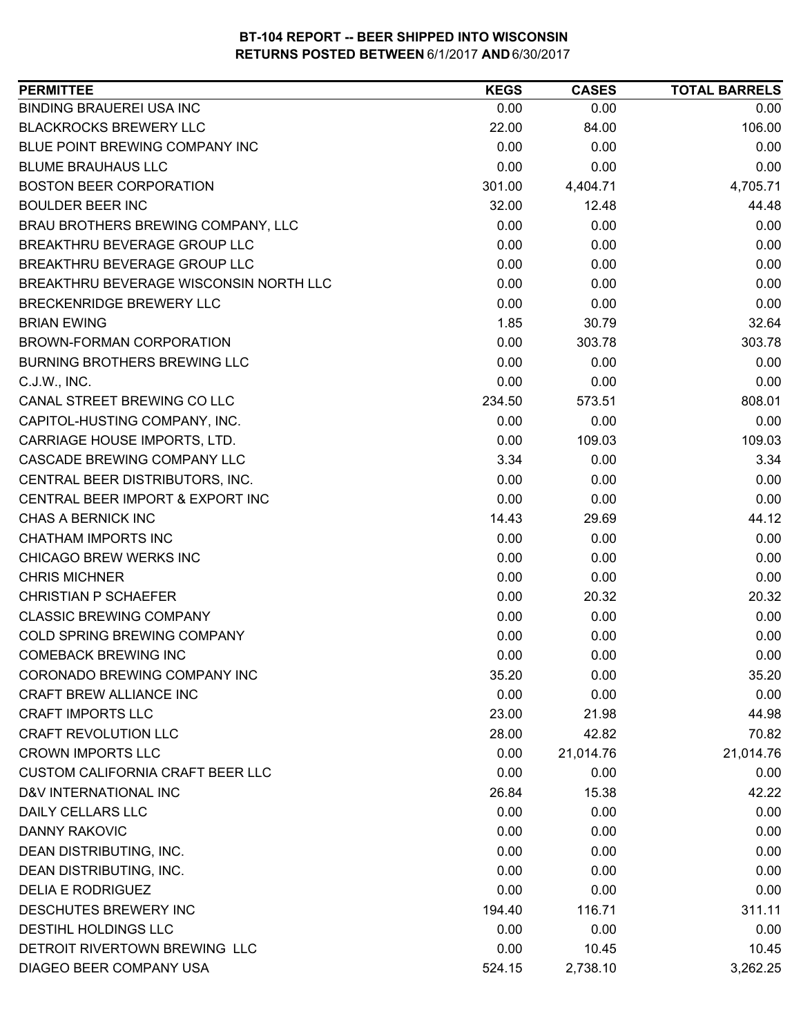**BT-104 REPORT -- BEER SHIPPED INTO WISCONSIN**
**RETURNS POSTED BETWEEN 6/1/2017 AND 6/30/2017**

| PERMITTEE | KEGS | CASES | TOTAL BARRELS |
|---|---|---|---|
| BINDING BRAUEREI USA INC | 0.00 | 0.00 | 0.00 |
| BLACKROCKS BREWERY LLC | 22.00 | 84.00 | 106.00 |
| BLUE POINT BREWING COMPANY INC | 0.00 | 0.00 | 0.00 |
| BLUME BRAUHAUS LLC | 0.00 | 0.00 | 0.00 |
| BOSTON BEER CORPORATION | 301.00 | 4,404.71 | 4,705.71 |
| BOULDER BEER INC | 32.00 | 12.48 | 44.48 |
| BRAU BROTHERS BREWING COMPANY, LLC | 0.00 | 0.00 | 0.00 |
| BREAKTHRU BEVERAGE GROUP LLC | 0.00 | 0.00 | 0.00 |
| BREAKTHRU BEVERAGE GROUP LLC | 0.00 | 0.00 | 0.00 |
| BREAKTHRU BEVERAGE WISCONSIN NORTH LLC | 0.00 | 0.00 | 0.00 |
| BRECKENRIDGE BREWERY LLC | 0.00 | 0.00 | 0.00 |
| BRIAN EWING | 1.85 | 30.79 | 32.64 |
| BROWN-FORMAN CORPORATION | 0.00 | 303.78 | 303.78 |
| BURNING BROTHERS BREWING LLC | 0.00 | 0.00 | 0.00 |
| C.J.W., INC. | 0.00 | 0.00 | 0.00 |
| CANAL STREET BREWING CO LLC | 234.50 | 573.51 | 808.01 |
| CAPITOL-HUSTING COMPANY, INC. | 0.00 | 0.00 | 0.00 |
| CARRIAGE HOUSE IMPORTS, LTD. | 0.00 | 109.03 | 109.03 |
| CASCADE BREWING COMPANY LLC | 3.34 | 0.00 | 3.34 |
| CENTRAL BEER DISTRIBUTORS, INC. | 0.00 | 0.00 | 0.00 |
| CENTRAL BEER IMPORT & EXPORT INC | 0.00 | 0.00 | 0.00 |
| CHAS A BERNICK INC | 14.43 | 29.69 | 44.12 |
| CHATHAM IMPORTS INC | 0.00 | 0.00 | 0.00 |
| CHICAGO BREW WERKS INC | 0.00 | 0.00 | 0.00 |
| CHRIS MICHNER | 0.00 | 0.00 | 0.00 |
| CHRISTIAN P SCHAEFER | 0.00 | 20.32 | 20.32 |
| CLASSIC BREWING COMPANY | 0.00 | 0.00 | 0.00 |
| COLD SPRING BREWING COMPANY | 0.00 | 0.00 | 0.00 |
| COMEBACK BREWING INC | 0.00 | 0.00 | 0.00 |
| CORONADO BREWING COMPANY INC | 35.20 | 0.00 | 35.20 |
| CRAFT BREW ALLIANCE INC | 0.00 | 0.00 | 0.00 |
| CRAFT IMPORTS LLC | 23.00 | 21.98 | 44.98 |
| CRAFT REVOLUTION LLC | 28.00 | 42.82 | 70.82 |
| CROWN IMPORTS LLC | 0.00 | 21,014.76 | 21,014.76 |
| CUSTOM CALIFORNIA CRAFT BEER LLC | 0.00 | 0.00 | 0.00 |
| D&V INTERNATIONAL INC | 26.84 | 15.38 | 42.22 |
| DAILY CELLARS LLC | 0.00 | 0.00 | 0.00 |
| DANNY RAKOVIC | 0.00 | 0.00 | 0.00 |
| DEAN DISTRIBUTING, INC. | 0.00 | 0.00 | 0.00 |
| DEAN DISTRIBUTING, INC. | 0.00 | 0.00 | 0.00 |
| DELIA E RODRIGUEZ | 0.00 | 0.00 | 0.00 |
| DESCHUTES BREWERY INC | 194.40 | 116.71 | 311.11 |
| DESTIHL HOLDINGS LLC | 0.00 | 0.00 | 0.00 |
| DETROIT RIVERTOWN BREWING LLC | 0.00 | 10.45 | 10.45 |
| DIAGEO BEER COMPANY USA | 524.15 | 2,738.10 | 3,262.25 |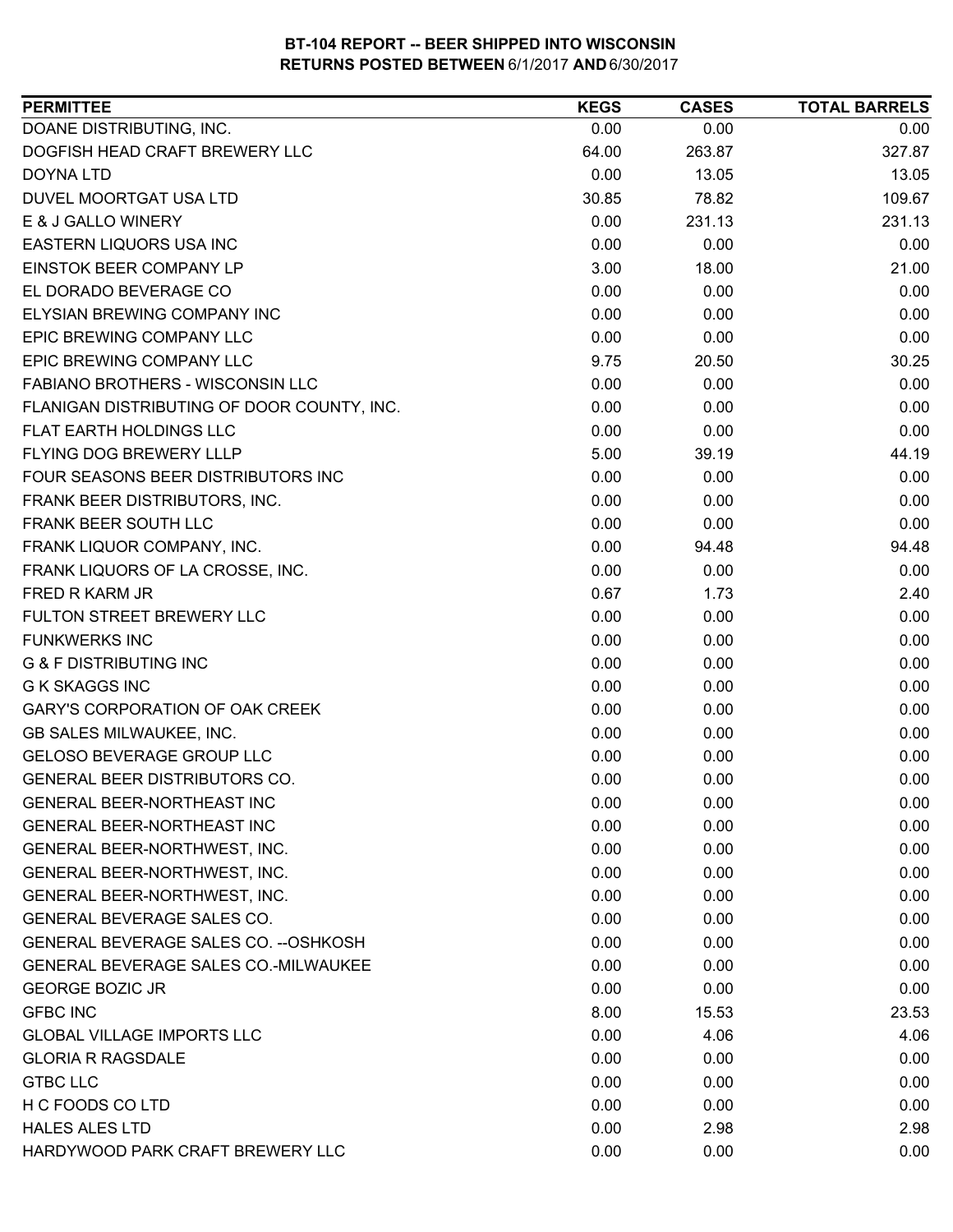**BT-104 REPORT -- BEER SHIPPED INTO WISCONSIN**
**RETURNS POSTED BETWEEN 6/1/2017 AND 6/30/2017**

| PERMITTEE | KEGS | CASES | TOTAL BARRELS |
|---|---|---|---|
| DOANE DISTRIBUTING, INC. | 0.00 | 0.00 | 0.00 |
| DOGFISH HEAD CRAFT BREWERY LLC | 64.00 | 263.87 | 327.87 |
| DOYNA LTD | 0.00 | 13.05 | 13.05 |
| DUVEL MOORTGAT USA LTD | 30.85 | 78.82 | 109.67 |
| E & J GALLO WINERY | 0.00 | 231.13 | 231.13 |
| EASTERN LIQUORS USA INC | 0.00 | 0.00 | 0.00 |
| EINSTOK BEER COMPANY LP | 3.00 | 18.00 | 21.00 |
| EL DORADO BEVERAGE CO | 0.00 | 0.00 | 0.00 |
| ELYSIAN BREWING COMPANY INC | 0.00 | 0.00 | 0.00 |
| EPIC BREWING COMPANY LLC | 0.00 | 0.00 | 0.00 |
| EPIC BREWING COMPANY LLC | 9.75 | 20.50 | 30.25 |
| FABIANO BROTHERS - WISCONSIN LLC | 0.00 | 0.00 | 0.00 |
| FLANIGAN DISTRIBUTING OF DOOR COUNTY, INC. | 0.00 | 0.00 | 0.00 |
| FLAT EARTH HOLDINGS LLC | 0.00 | 0.00 | 0.00 |
| FLYING DOG BREWERY LLLP | 5.00 | 39.19 | 44.19 |
| FOUR SEASONS BEER DISTRIBUTORS INC | 0.00 | 0.00 | 0.00 |
| FRANK BEER DISTRIBUTORS, INC. | 0.00 | 0.00 | 0.00 |
| FRANK BEER SOUTH LLC | 0.00 | 0.00 | 0.00 |
| FRANK LIQUOR COMPANY, INC. | 0.00 | 94.48 | 94.48 |
| FRANK LIQUORS OF LA CROSSE, INC. | 0.00 | 0.00 | 0.00 |
| FRED R KARM JR | 0.67 | 1.73 | 2.40 |
| FULTON STREET BREWERY LLC | 0.00 | 0.00 | 0.00 |
| FUNKWERKS INC | 0.00 | 0.00 | 0.00 |
| G & F DISTRIBUTING INC | 0.00 | 0.00 | 0.00 |
| G K SKAGGS INC | 0.00 | 0.00 | 0.00 |
| GARY'S CORPORATION OF OAK CREEK | 0.00 | 0.00 | 0.00 |
| GB SALES MILWAUKEE, INC. | 0.00 | 0.00 | 0.00 |
| GELOSO BEVERAGE GROUP LLC | 0.00 | 0.00 | 0.00 |
| GENERAL BEER DISTRIBUTORS CO. | 0.00 | 0.00 | 0.00 |
| GENERAL BEER-NORTHEAST INC | 0.00 | 0.00 | 0.00 |
| GENERAL BEER-NORTHEAST INC | 0.00 | 0.00 | 0.00 |
| GENERAL BEER-NORTHWEST, INC. | 0.00 | 0.00 | 0.00 |
| GENERAL BEER-NORTHWEST, INC. | 0.00 | 0.00 | 0.00 |
| GENERAL BEER-NORTHWEST, INC. | 0.00 | 0.00 | 0.00 |
| GENERAL BEVERAGE SALES CO. | 0.00 | 0.00 | 0.00 |
| GENERAL BEVERAGE SALES CO. --OSHKOSH | 0.00 | 0.00 | 0.00 |
| GENERAL BEVERAGE SALES CO.-MILWAUKEE | 0.00 | 0.00 | 0.00 |
| GEORGE BOZIC JR | 0.00 | 0.00 | 0.00 |
| GFBC INC | 8.00 | 15.53 | 23.53 |
| GLOBAL VILLAGE IMPORTS LLC | 0.00 | 4.06 | 4.06 |
| GLORIA R RAGSDALE | 0.00 | 0.00 | 0.00 |
| GTBC LLC | 0.00 | 0.00 | 0.00 |
| H C FOODS CO LTD | 0.00 | 0.00 | 0.00 |
| HALES ALES LTD | 0.00 | 2.98 | 2.98 |
| HARDYWOOD PARK CRAFT BREWERY LLC | 0.00 | 0.00 | 0.00 |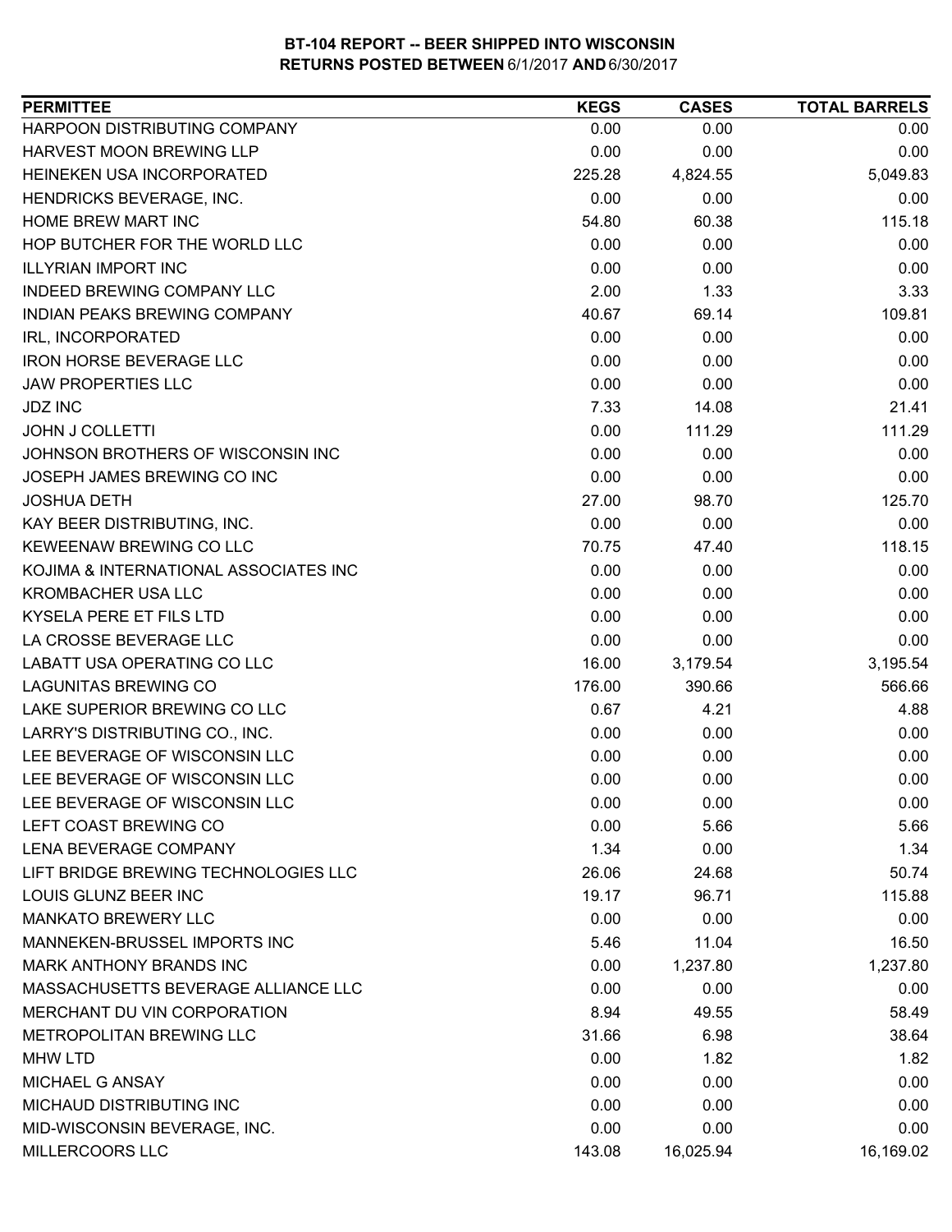**BT-104 REPORT -- BEER SHIPPED INTO WISCONSIN**
**RETURNS POSTED BETWEEN 6/1/2017 AND 6/30/2017**

| PERMITTEE | KEGS | CASES | TOTAL BARRELS |
|---|---|---|---|
| HARPOON DISTRIBUTING COMPANY | 0.00 | 0.00 | 0.00 |
| HARVEST MOON BREWING LLP | 0.00 | 0.00 | 0.00 |
| HEINEKEN USA INCORPORATED | 225.28 | 4,824.55 | 5,049.83 |
| HENDRICKS BEVERAGE, INC. | 0.00 | 0.00 | 0.00 |
| HOME BREW MART INC | 54.80 | 60.38 | 115.18 |
| HOP BUTCHER FOR THE WORLD LLC | 0.00 | 0.00 | 0.00 |
| ILLYRIAN IMPORT INC | 0.00 | 0.00 | 0.00 |
| INDEED BREWING COMPANY LLC | 2.00 | 1.33 | 3.33 |
| INDIAN PEAKS BREWING COMPANY | 40.67 | 69.14 | 109.81 |
| IRL, INCORPORATED | 0.00 | 0.00 | 0.00 |
| IRON HORSE BEVERAGE LLC | 0.00 | 0.00 | 0.00 |
| JAW PROPERTIES LLC | 0.00 | 0.00 | 0.00 |
| JDZ INC | 7.33 | 14.08 | 21.41 |
| JOHN J COLLETTI | 0.00 | 111.29 | 111.29 |
| JOHNSON BROTHERS OF WISCONSIN INC | 0.00 | 0.00 | 0.00 |
| JOSEPH JAMES BREWING CO INC | 0.00 | 0.00 | 0.00 |
| JOSHUA DETH | 27.00 | 98.70 | 125.70 |
| KAY BEER DISTRIBUTING, INC. | 0.00 | 0.00 | 0.00 |
| KEWEENAW BREWING CO LLC | 70.75 | 47.40 | 118.15 |
| KOJIMA & INTERNATIONAL ASSOCIATES INC | 0.00 | 0.00 | 0.00 |
| KROMBACHER USA LLC | 0.00 | 0.00 | 0.00 |
| KYSELA PERE ET FILS LTD | 0.00 | 0.00 | 0.00 |
| LA CROSSE BEVERAGE LLC | 0.00 | 0.00 | 0.00 |
| LABATT USA OPERATING CO LLC | 16.00 | 3,179.54 | 3,195.54 |
| LAGUNITAS BREWING CO | 176.00 | 390.66 | 566.66 |
| LAKE SUPERIOR BREWING CO LLC | 0.67 | 4.21 | 4.88 |
| LARRY'S DISTRIBUTING CO., INC. | 0.00 | 0.00 | 0.00 |
| LEE BEVERAGE OF WISCONSIN LLC | 0.00 | 0.00 | 0.00 |
| LEE BEVERAGE OF WISCONSIN LLC | 0.00 | 0.00 | 0.00 |
| LEE BEVERAGE OF WISCONSIN LLC | 0.00 | 0.00 | 0.00 |
| LEFT COAST BREWING CO | 0.00 | 5.66 | 5.66 |
| LENA BEVERAGE COMPANY | 1.34 | 0.00 | 1.34 |
| LIFT BRIDGE BREWING TECHNOLOGIES LLC | 26.06 | 24.68 | 50.74 |
| LOUIS GLUNZ BEER INC | 19.17 | 96.71 | 115.88 |
| MANKATO BREWERY LLC | 0.00 | 0.00 | 0.00 |
| MANNEKEN-BRUSSEL IMPORTS INC | 5.46 | 11.04 | 16.50 |
| MARK ANTHONY BRANDS INC | 0.00 | 1,237.80 | 1,237.80 |
| MASSACHUSETTS BEVERAGE ALLIANCE LLC | 0.00 | 0.00 | 0.00 |
| MERCHANT DU VIN CORPORATION | 8.94 | 49.55 | 58.49 |
| METROPOLITAN BREWING LLC | 31.66 | 6.98 | 38.64 |
| MHW LTD | 0.00 | 1.82 | 1.82 |
| MICHAEL G ANSAY | 0.00 | 0.00 | 0.00 |
| MICHAUD DISTRIBUTING INC | 0.00 | 0.00 | 0.00 |
| MID-WISCONSIN BEVERAGE, INC. | 0.00 | 0.00 | 0.00 |
| MILLERCOORS LLC | 143.08 | 16,025.94 | 16,169.02 |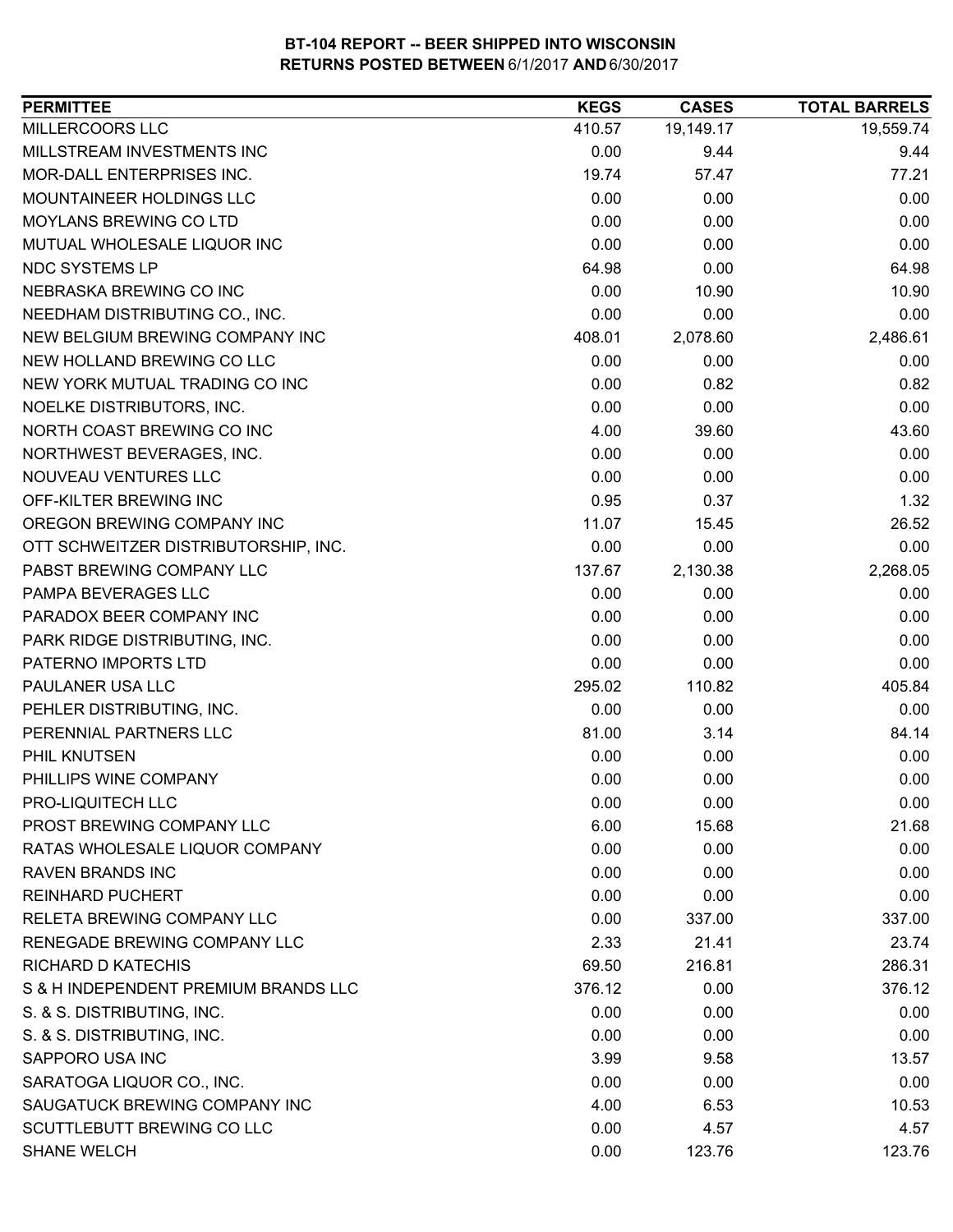**BT-104 REPORT -- BEER SHIPPED INTO WISCONSIN**
**RETURNS POSTED BETWEEN 6/1/2017 AND 6/30/2017**

| PERMITTEE | KEGS | CASES | TOTAL BARRELS |
|---|---|---|---|
| MILLERCOORS LLC | 410.57 | 19,149.17 | 19,559.74 |
| MILLSTREAM INVESTMENTS INC | 0.00 | 9.44 | 9.44 |
| MOR-DALL ENTERPRISES INC. | 19.74 | 57.47 | 77.21 |
| MOUNTAINEER HOLDINGS LLC | 0.00 | 0.00 | 0.00 |
| MOYLANS BREWING CO LTD | 0.00 | 0.00 | 0.00 |
| MUTUAL WHOLESALE LIQUOR INC | 0.00 | 0.00 | 0.00 |
| NDC SYSTEMS LP | 64.98 | 0.00 | 64.98 |
| NEBRASKA BREWING CO INC | 0.00 | 10.90 | 10.90 |
| NEEDHAM DISTRIBUTING CO., INC. | 0.00 | 0.00 | 0.00 |
| NEW BELGIUM BREWING COMPANY INC | 408.01 | 2,078.60 | 2,486.61 |
| NEW HOLLAND BREWING CO LLC | 0.00 | 0.00 | 0.00 |
| NEW YORK MUTUAL TRADING CO INC | 0.00 | 0.82 | 0.82 |
| NOELKE DISTRIBUTORS, INC. | 0.00 | 0.00 | 0.00 |
| NORTH COAST BREWING CO INC | 4.00 | 39.60 | 43.60 |
| NORTHWEST BEVERAGES, INC. | 0.00 | 0.00 | 0.00 |
| NOUVEAU VENTURES LLC | 0.00 | 0.00 | 0.00 |
| OFF-KILTER BREWING INC | 0.95 | 0.37 | 1.32 |
| OREGON BREWING COMPANY INC | 11.07 | 15.45 | 26.52 |
| OTT SCHWEITZER DISTRIBUTORSHIP, INC. | 0.00 | 0.00 | 0.00 |
| PABST BREWING COMPANY LLC | 137.67 | 2,130.38 | 2,268.05 |
| PAMPA BEVERAGES LLC | 0.00 | 0.00 | 0.00 |
| PARADOX BEER COMPANY INC | 0.00 | 0.00 | 0.00 |
| PARK RIDGE DISTRIBUTING, INC. | 0.00 | 0.00 | 0.00 |
| PATERNO IMPORTS LTD | 0.00 | 0.00 | 0.00 |
| PAULANER USA LLC | 295.02 | 110.82 | 405.84 |
| PEHLER DISTRIBUTING, INC. | 0.00 | 0.00 | 0.00 |
| PERENNIAL PARTNERS LLC | 81.00 | 3.14 | 84.14 |
| PHIL KNUTSEN | 0.00 | 0.00 | 0.00 |
| PHILLIPS WINE COMPANY | 0.00 | 0.00 | 0.00 |
| PRO-LIQUITECH LLC | 0.00 | 0.00 | 0.00 |
| PROST BREWING COMPANY LLC | 6.00 | 15.68 | 21.68 |
| RATAS WHOLESALE LIQUOR COMPANY | 0.00 | 0.00 | 0.00 |
| RAVEN BRANDS INC | 0.00 | 0.00 | 0.00 |
| REINHARD PUCHERT | 0.00 | 0.00 | 0.00 |
| RELETA BREWING COMPANY LLC | 0.00 | 337.00 | 337.00 |
| RENEGADE BREWING COMPANY LLC | 2.33 | 21.41 | 23.74 |
| RICHARD D KATECHIS | 69.50 | 216.81 | 286.31 |
| S & H INDEPENDENT PREMIUM BRANDS LLC | 376.12 | 0.00 | 376.12 |
| S. & S. DISTRIBUTING, INC. | 0.00 | 0.00 | 0.00 |
| S. & S. DISTRIBUTING, INC. | 0.00 | 0.00 | 0.00 |
| SAPPORO USA INC | 3.99 | 9.58 | 13.57 |
| SARATOGA LIQUOR CO., INC. | 0.00 | 0.00 | 0.00 |
| SAUGATUCK BREWING COMPANY INC | 4.00 | 6.53 | 10.53 |
| SCUTTLEBUTT BREWING CO LLC | 0.00 | 4.57 | 4.57 |
| SHANE WELCH | 0.00 | 123.76 | 123.76 |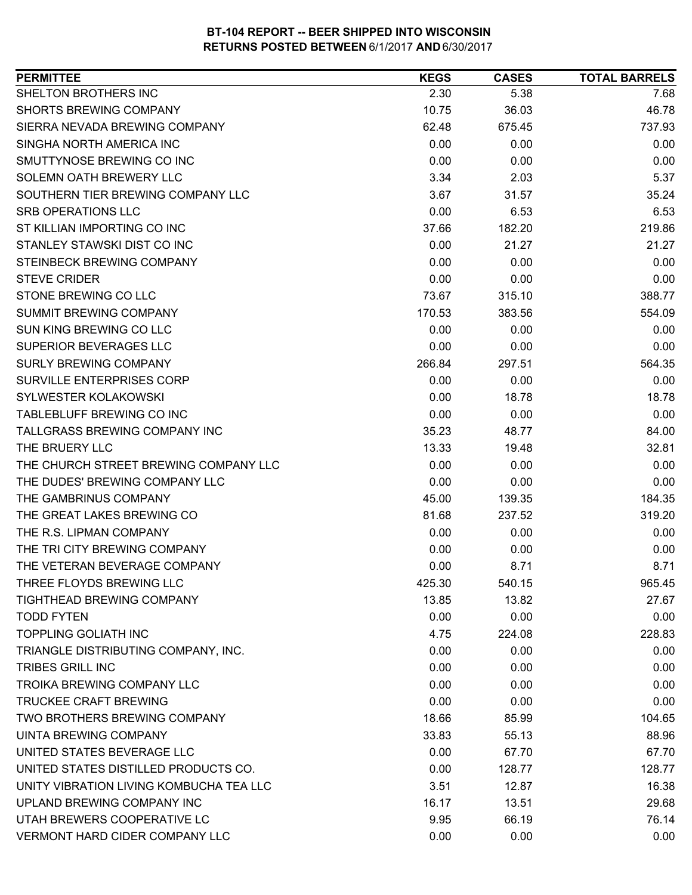# BT-104 REPORT -- BEER SHIPPED INTO WISCONSIN
## RETURNS POSTED BETWEEN 6/1/2017 AND 6/30/2017

| PERMITTEE | KEGS | CASES | TOTAL BARRELS |
|---|---|---|---|
| SHELTON BROTHERS INC | 2.30 | 5.38 | 7.68 |
| SHORTS BREWING COMPANY | 10.75 | 36.03 | 46.78 |
| SIERRA NEVADA BREWING COMPANY | 62.48 | 675.45 | 737.93 |
| SINGHA NORTH AMERICA INC | 0.00 | 0.00 | 0.00 |
| SMUTTYNOSE BREWING CO INC | 0.00 | 0.00 | 0.00 |
| SOLEMN OATH BREWERY LLC | 3.34 | 2.03 | 5.37 |
| SOUTHERN TIER BREWING COMPANY LLC | 3.67 | 31.57 | 35.24 |
| SRB OPERATIONS LLC | 0.00 | 6.53 | 6.53 |
| ST KILLIAN IMPORTING CO INC | 37.66 | 182.20 | 219.86 |
| STANLEY STAWSKI DIST CO INC | 0.00 | 21.27 | 21.27 |
| STEINBECK BREWING COMPANY | 0.00 | 0.00 | 0.00 |
| STEVE CRIDER | 0.00 | 0.00 | 0.00 |
| STONE BREWING CO LLC | 73.67 | 315.10 | 388.77 |
| SUMMIT BREWING COMPANY | 170.53 | 383.56 | 554.09 |
| SUN KING BREWING CO LLC | 0.00 | 0.00 | 0.00 |
| SUPERIOR BEVERAGES LLC | 0.00 | 0.00 | 0.00 |
| SURLY BREWING COMPANY | 266.84 | 297.51 | 564.35 |
| SURVILLE ENTERPRISES CORP | 0.00 | 0.00 | 0.00 |
| SYLWESTER KOLAKOWSKI | 0.00 | 18.78 | 18.78 |
| TABLEBLUFF BREWING CO INC | 0.00 | 0.00 | 0.00 |
| TALLGRASS BREWING COMPANY INC | 35.23 | 48.77 | 84.00 |
| THE BRUERY LLC | 13.33 | 19.48 | 32.81 |
| THE CHURCH STREET BREWING COMPANY LLC | 0.00 | 0.00 | 0.00 |
| THE DUDES' BREWING COMPANY LLC | 0.00 | 0.00 | 0.00 |
| THE GAMBRINUS COMPANY | 45.00 | 139.35 | 184.35 |
| THE GREAT LAKES BREWING CO | 81.68 | 237.52 | 319.20 |
| THE R.S. LIPMAN COMPANY | 0.00 | 0.00 | 0.00 |
| THE TRI CITY BREWING COMPANY | 0.00 | 0.00 | 0.00 |
| THE VETERAN BEVERAGE COMPANY | 0.00 | 8.71 | 8.71 |
| THREE FLOYDS BREWING LLC | 425.30 | 540.15 | 965.45 |
| TIGHTHEAD BREWING COMPANY | 13.85 | 13.82 | 27.67 |
| TODD FYTEN | 0.00 | 0.00 | 0.00 |
| TOPPLING GOLIATH INC | 4.75 | 224.08 | 228.83 |
| TRIANGLE DISTRIBUTING COMPANY, INC. | 0.00 | 0.00 | 0.00 |
| TRIBES GRILL INC | 0.00 | 0.00 | 0.00 |
| TROIKA BREWING COMPANY LLC | 0.00 | 0.00 | 0.00 |
| TRUCKEE CRAFT BREWING | 0.00 | 0.00 | 0.00 |
| TWO BROTHERS BREWING COMPANY | 18.66 | 85.99 | 104.65 |
| UINTA BREWING COMPANY | 33.83 | 55.13 | 88.96 |
| UNITED STATES BEVERAGE LLC | 0.00 | 67.70 | 67.70 |
| UNITED STATES DISTILLED PRODUCTS CO. | 0.00 | 128.77 | 128.77 |
| UNITY VIBRATION LIVING KOMBUCHA TEA LLC | 3.51 | 12.87 | 16.38 |
| UPLAND BREWING COMPANY INC | 16.17 | 13.51 | 29.68 |
| UTAH BREWERS COOPERATIVE LC | 9.95 | 66.19 | 76.14 |
| VERMONT HARD CIDER COMPANY LLC | 0.00 | 0.00 | 0.00 |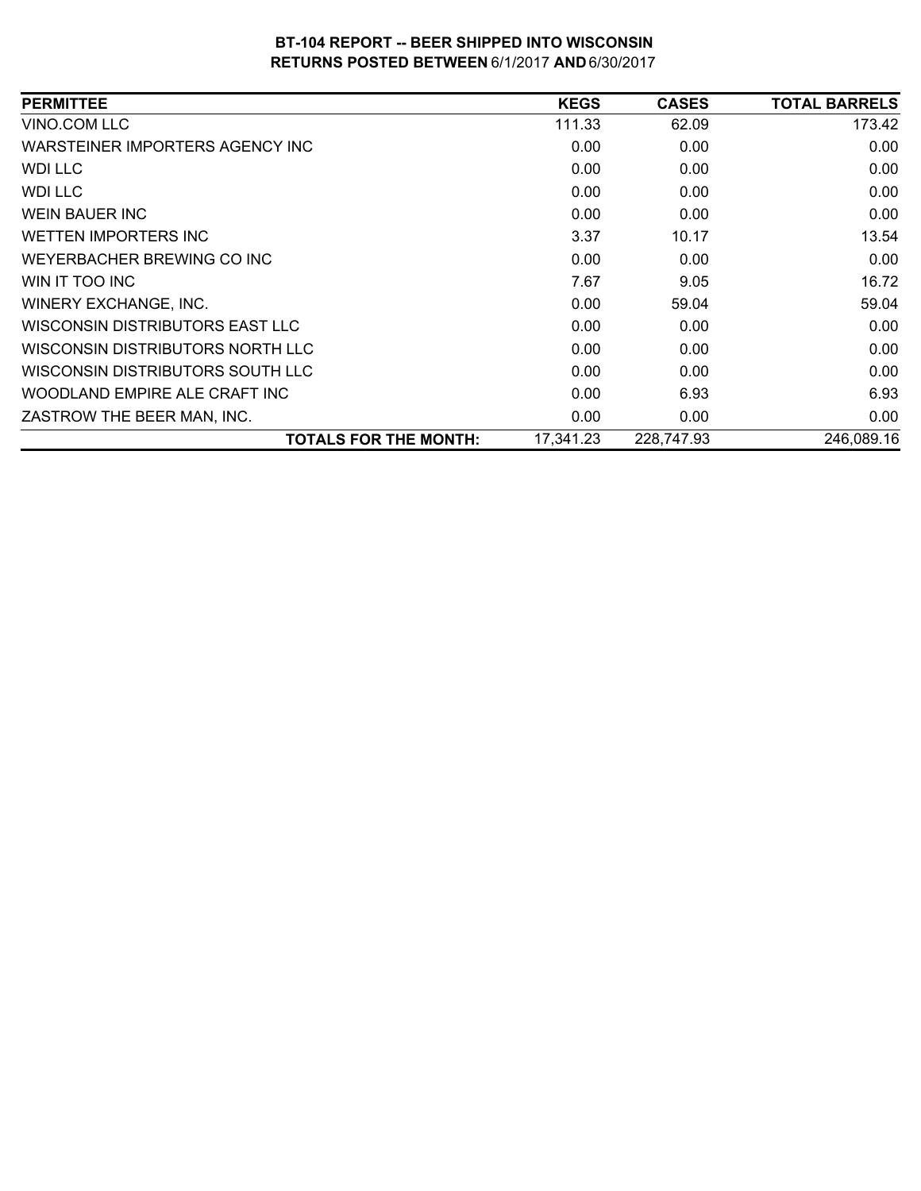**BT-104 REPORT -- BEER SHIPPED INTO WISCONSIN**
**RETURNS POSTED BETWEEN** 6/1/2017 **AND** 6/30/2017

| PERMITTEE | KEGS | CASES | TOTAL BARRELS |
|---|---|---|---|
| VINO.COM LLC | 111.33 | 62.09 | 173.42 |
| WARSTEINER IMPORTERS AGENCY INC | 0.00 | 0.00 | 0.00 |
| WDI LLC | 0.00 | 0.00 | 0.00 |
| WDI LLC | 0.00 | 0.00 | 0.00 |
| WEIN BAUER INC | 0.00 | 0.00 | 0.00 |
| WETTEN IMPORTERS INC | 3.37 | 10.17 | 13.54 |
| WEYERBACHER BREWING CO INC | 0.00 | 0.00 | 0.00 |
| WIN IT TOO INC | 7.67 | 9.05 | 16.72 |
| WINERY EXCHANGE, INC. | 0.00 | 59.04 | 59.04 |
| WISCONSIN DISTRIBUTORS EAST LLC | 0.00 | 0.00 | 0.00 |
| WISCONSIN DISTRIBUTORS NORTH LLC | 0.00 | 0.00 | 0.00 |
| WISCONSIN DISTRIBUTORS SOUTH LLC | 0.00 | 0.00 | 0.00 |
| WOODLAND EMPIRE ALE CRAFT INC | 0.00 | 6.93 | 6.93 |
| ZASTROW THE BEER MAN, INC. | 0.00 | 0.00 | 0.00 |
| **TOTALS FOR THE MONTH:** | 17,341.23 | 228,747.93 | 246,089.16 |